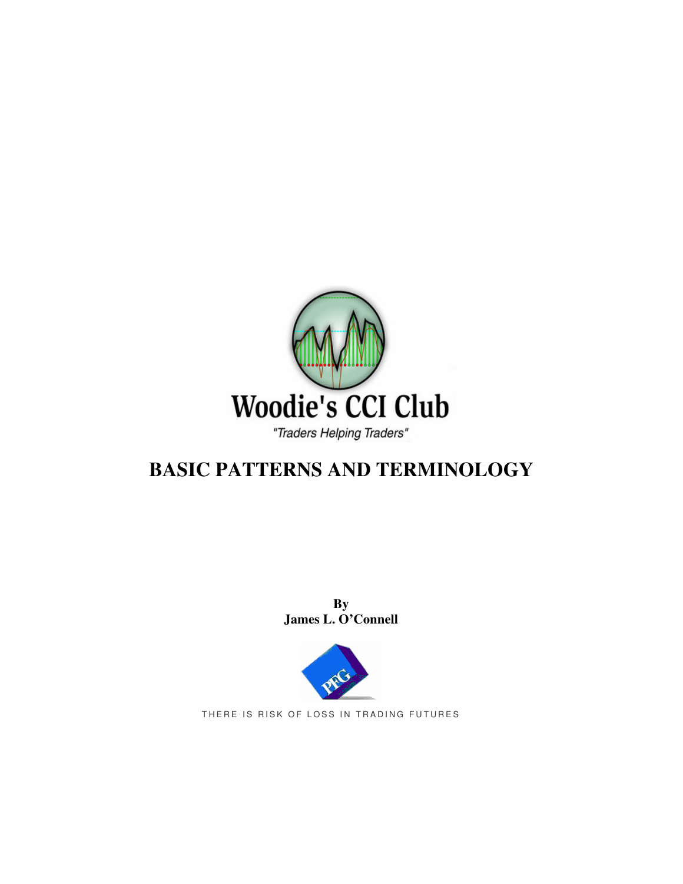Woodie's CCI Club

"Traders Helping Traders"

# BASIC PATTERNS AND TERMINOLOGY

**By**
**James L. O'Connell**

PFG

THERE IS RISK OF LOSS IN TRADING FUTURES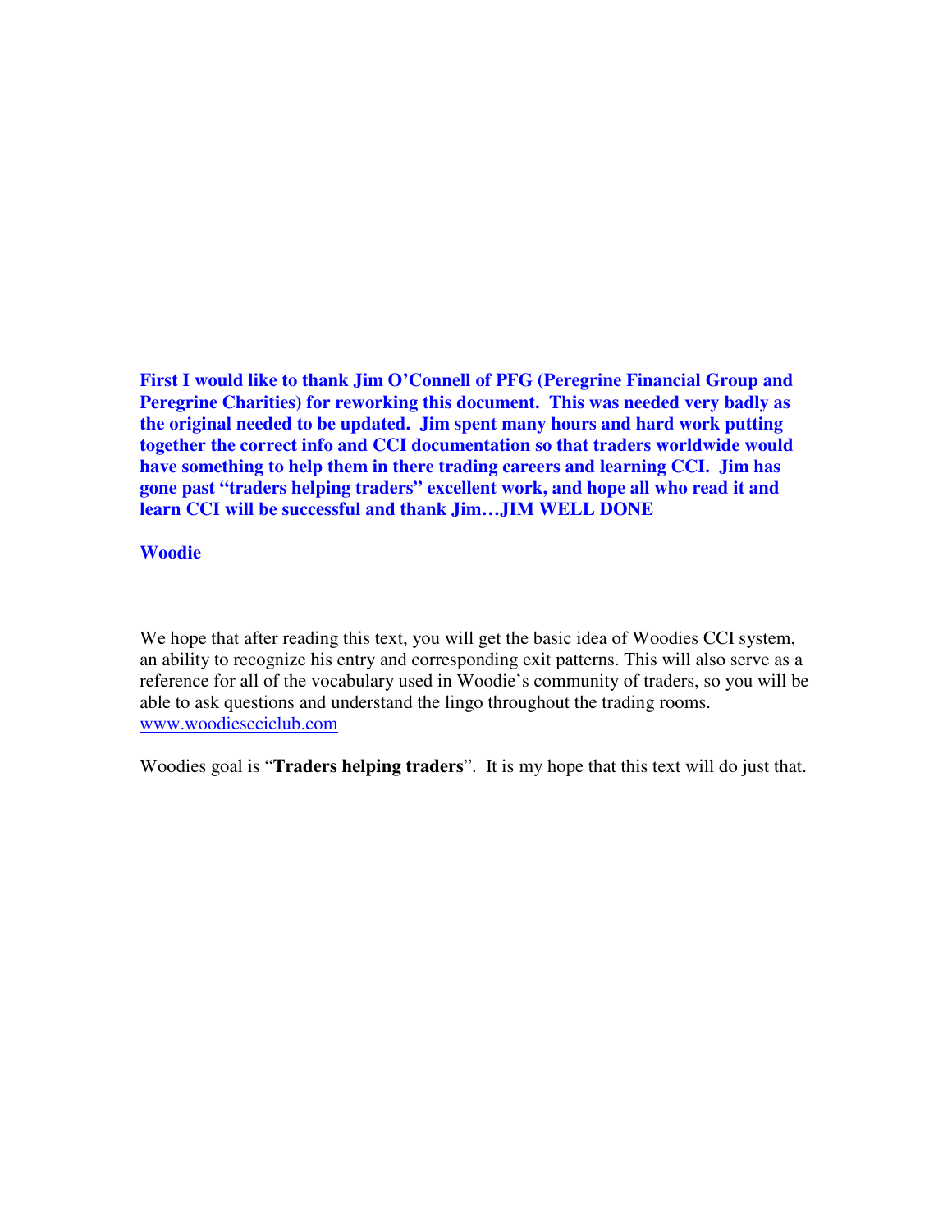**First I would like to thank Jim O'Connell of PFG (Peregrine Financial Group and Peregrine Charities) for reworking this document. This was needed very badly as the original needed to be updated. Jim spent many hours and hard work putting together the correct info and CCI documentation so that traders worldwide would have something to help them in there trading careers and learning CCI. Jim has gone past "traders helping traders" excellent work, and hope all who read it and learn CCI will be successful and thank Jim…JIM WELL DONE**

**Woodie**

We hope that after reading this text, you will get the basic idea of Woodies CCI system, an ability to recognize his entry and corresponding exit patterns. This will also serve as a reference for all of the vocabulary used in Woodie's community of traders, so you will be able to ask questions and understand the lingo throughout the trading rooms. www.woodiescciclub.com

Woodies goal is "**Traders helping traders**". It is my hope that this text will do just that.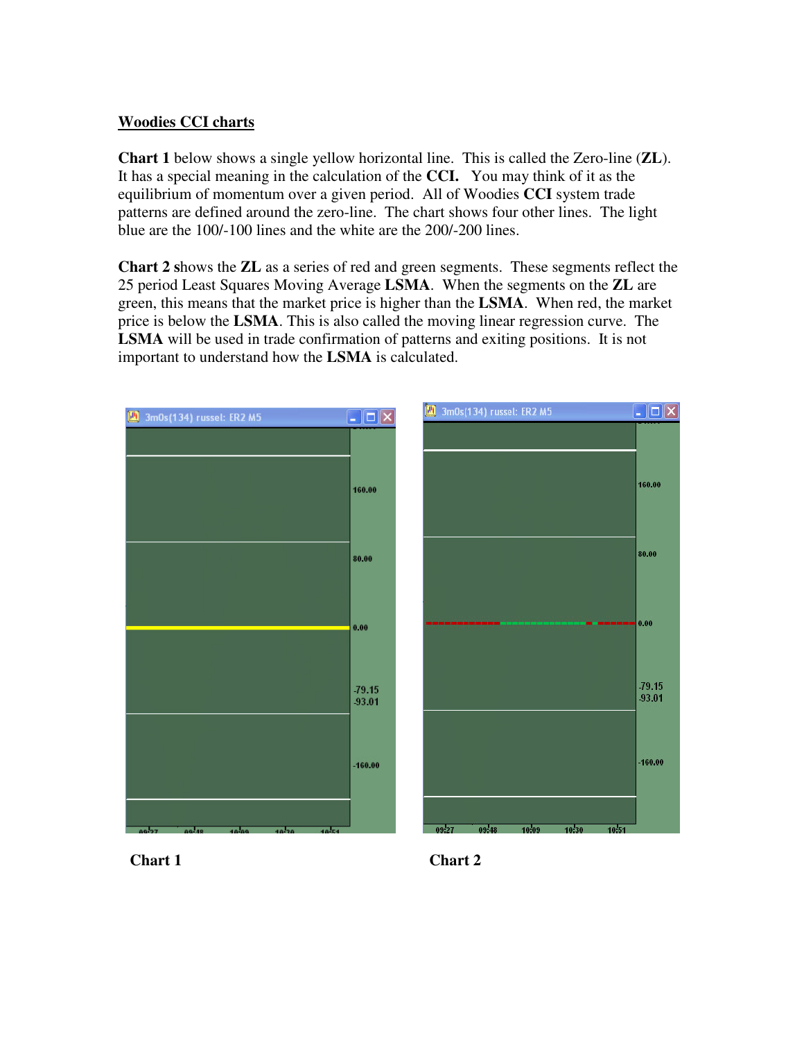## Woodies CCI charts

**Chart 1** below shows a single yellow horizontal line. This is called the Zero-line (**ZL**). It has a special meaning in the calculation of the **CCI.** You may think of it as the equilibrium of momentum over a given period. All of Woodies **CCI** system trade patterns are defined around the zero-line. The chart shows four other lines. The light blue are the 100/-100 lines and the white are the 200/-200 lines.

**Chart 2** shows the **ZL** as a series of red and green segments. These segments reflect the 25 period Least Squares Moving Average **LSMA**. When the segments on the **ZL** are green, this means that the market price is higher than the **LSMA**. When red, the market price is below the **LSMA**. This is also called the moving linear regression curve. The **LSMA** will be used in trade confirmation of patterns and exiting positions. It is not important to understand how the **LSMA** is calculated.

**Chart 1**

**Chart 2**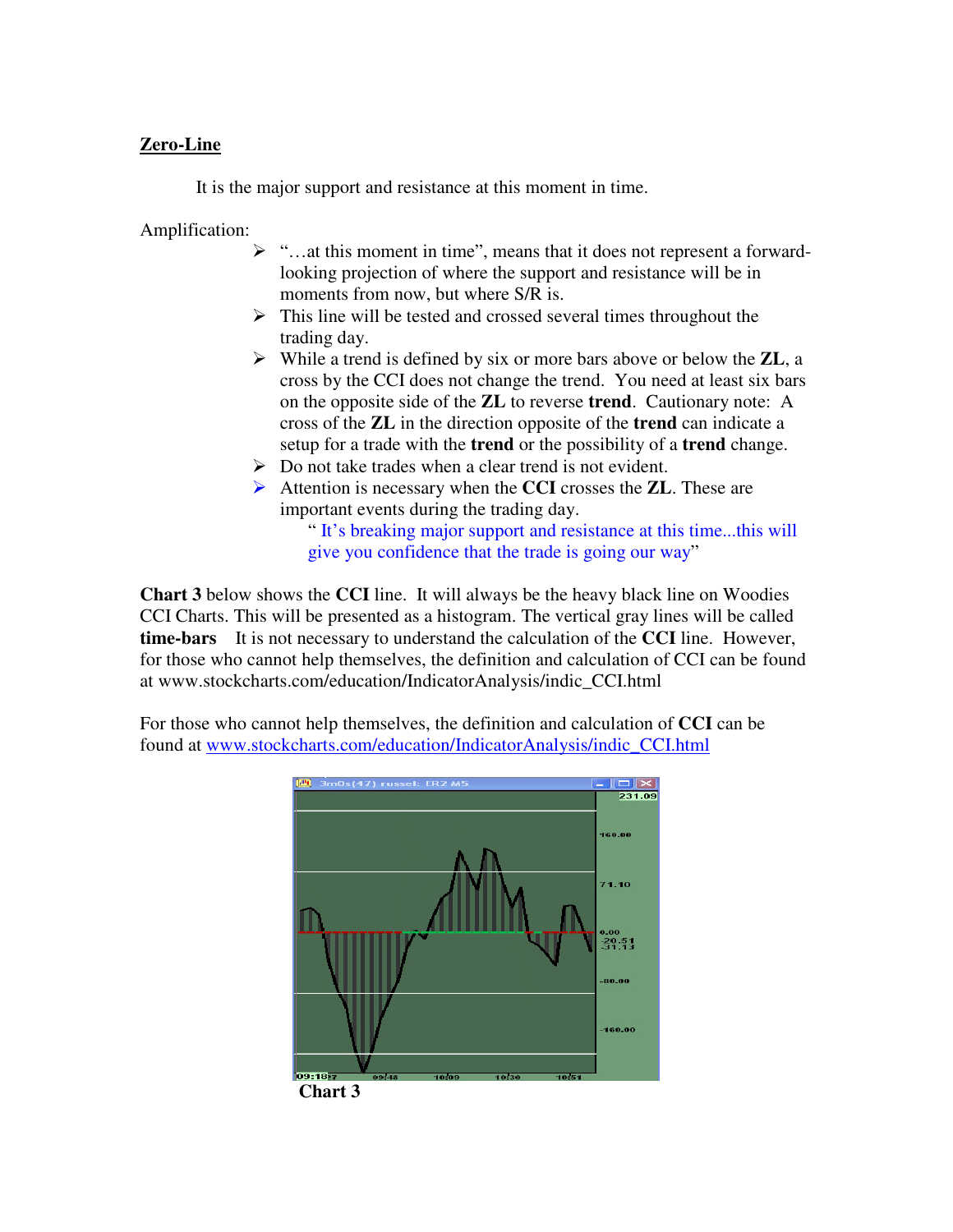**Zero-Line**

It is the major support and resistance at this moment in time.

Amplification:

- "…at this moment in time", means that it does not represent a forward-looking projection of where the support and resistance will be in moments from now, but where S/R is.
- This line will be tested and crossed several times throughout the trading day.
- While a trend is defined by six or more bars above or below the **ZL**, a cross by the CCI does not change the trend. You need at least six bars on the opposite side of the **ZL** to reverse **trend**. Cautionary note: A cross of the **ZL** in the direction opposite of the **trend** can indicate a setup for a trade with the **trend** or the possibility of a **trend** change.
- Do not take trades when a clear trend is not evident.
- Attention is necessary when the **CCI** crosses the **ZL**. These are important events during the trading day.

  " It's breaking major support and resistance at this time...this will give you confidence that the trade is going our way"

**Chart 3** below shows the **CCI** line. It will always be the heavy black line on Woodies CCI Charts. This will be presented as a histogram. The vertical gray lines will be called **time-bars** It is not necessary to understand the calculation of the **CCI** line. However, for those who cannot help themselves, the definition and calculation of CCI can be found at www.stockcharts.com/education/IndicatorAnalysis/indic_CCI.html

For those who cannot help themselves, the definition and calculation of **CCI** can be found at www.stockcharts.com/education/IndicatorAnalysis/indic_CCI.html

**Chart 3**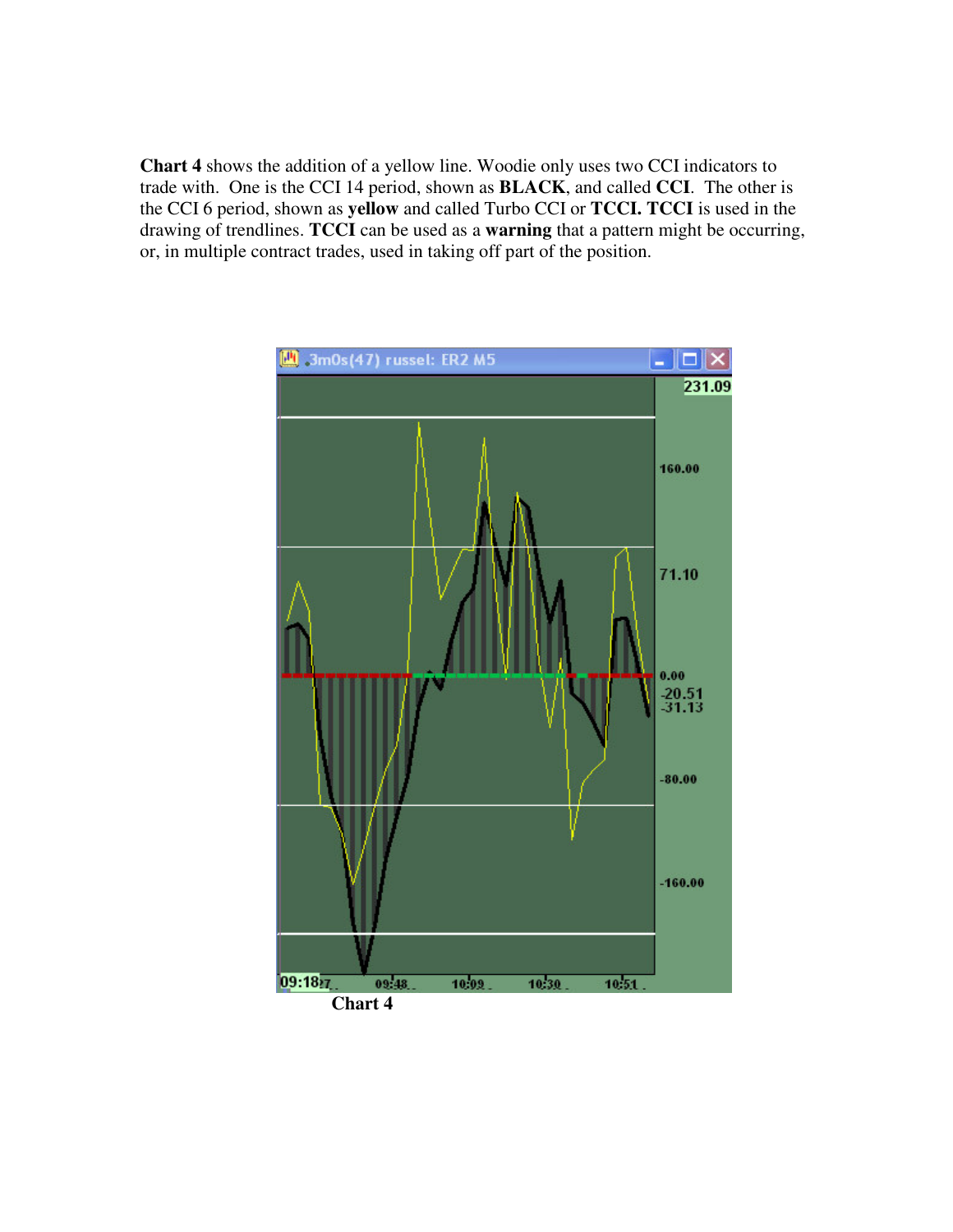**Chart 4** shows the addition of a yellow line. Woodie only uses two CCI indicators to trade with. One is the CCI 14 period, shown as **BLACK**, and called **CCI**. The other is the CCI 6 period, shown as **yellow** and called Turbo CCI or **TCCI. TCCI** is used in the drawing of trendlines. **TCCI** can be used as a **warning** that a pattern might be occurring, or, in multiple contract trades, used in taking off part of the position.

**Chart 4**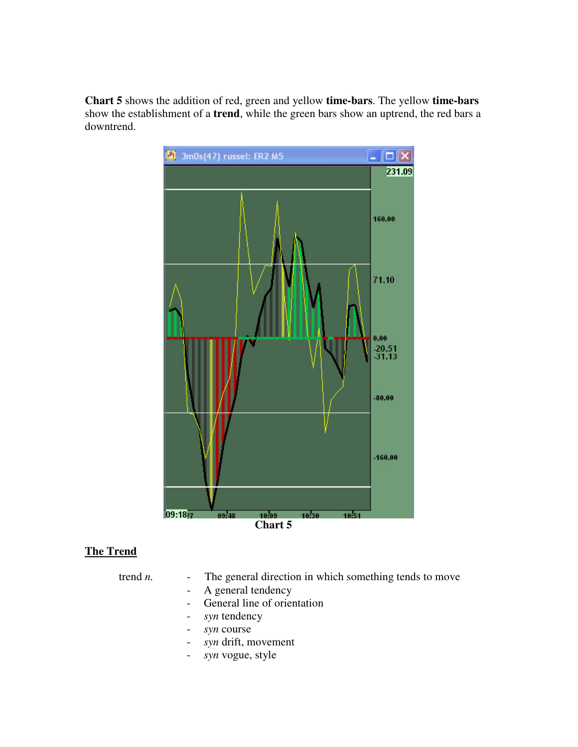**Chart 5** shows the addition of red, green and yellow **time-bars**. The yellow **time-bars** show the establishment of a **trend**, while the green bars show an uptrend, the red bars a downtrend.

**Chart 5**

## The Trend

trend *n.*

- The general direction in which something tends to move
- A general tendency
- General line of orientation
- *syn* tendency
- *syn* course
- *syn* drift, movement
- *syn* vogue, style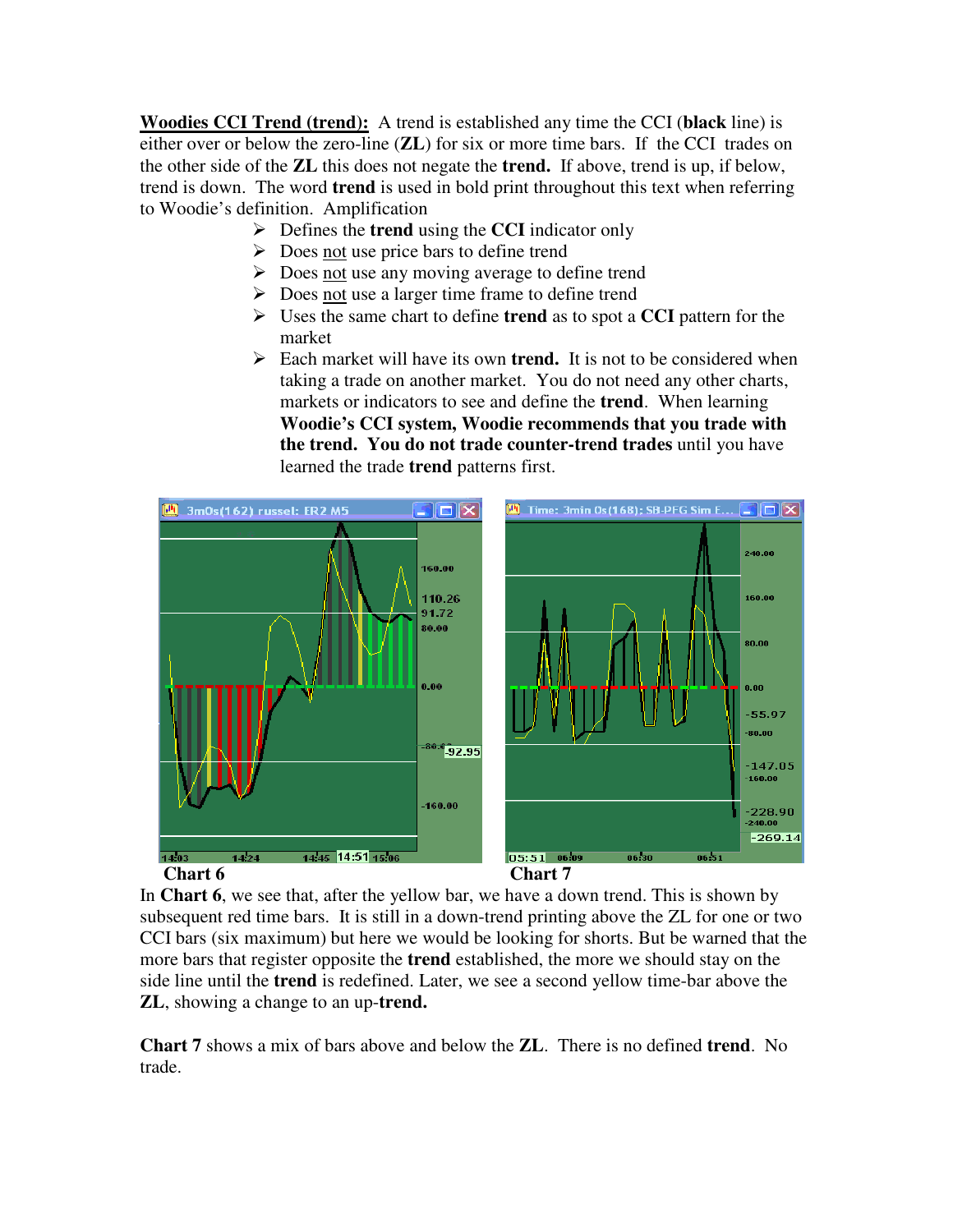**<u>Woodies CCI Trend (trend):</u>** A trend is established any time the CCI (**black** line) is either over or below the zero-line (**ZL**) for six or more time bars. If the CCI trades on the other side of the **ZL** this does not negate the **trend.** If above, trend is up, if below, trend is down. The word **trend** is used in bold print throughout this text when referring to Woodie's definition. Amplification

- Defines the **trend** using the **CCI** indicator only
- Does <u>not</u> use price bars to define trend
- Does <u>not</u> use any moving average to define trend
- Does <u>not</u> use a larger time frame to define trend
- Uses the same chart to define **trend** as to spot a **CCI** pattern for the market
- Each market will have its own **trend.** It is not to be considered when taking a trade on another market. You do not need any other charts, markets or indicators to see and define the **trend**. When learning **Woodie's CCI system, Woodie recommends that you trade with the trend. You do not trade counter-trend trades** until you have learned the trade **trend** patterns first.

**Chart 6**

**Chart 7**

In **Chart 6**, we see that, after the yellow bar, we have a down trend. This is shown by subsequent red time bars. It is still in a down-trend printing above the ZL for one or two CCI bars (six maximum) but here we would be looking for shorts. But be warned that the more bars that register opposite the **trend** established, the more we should stay on the side line until the **trend** is redefined. Later, we see a second yellow time-bar above the **ZL**, showing a change to an up-**trend.**

**Chart 7** shows a mix of bars above and below the **ZL**. There is no defined **trend**. No trade.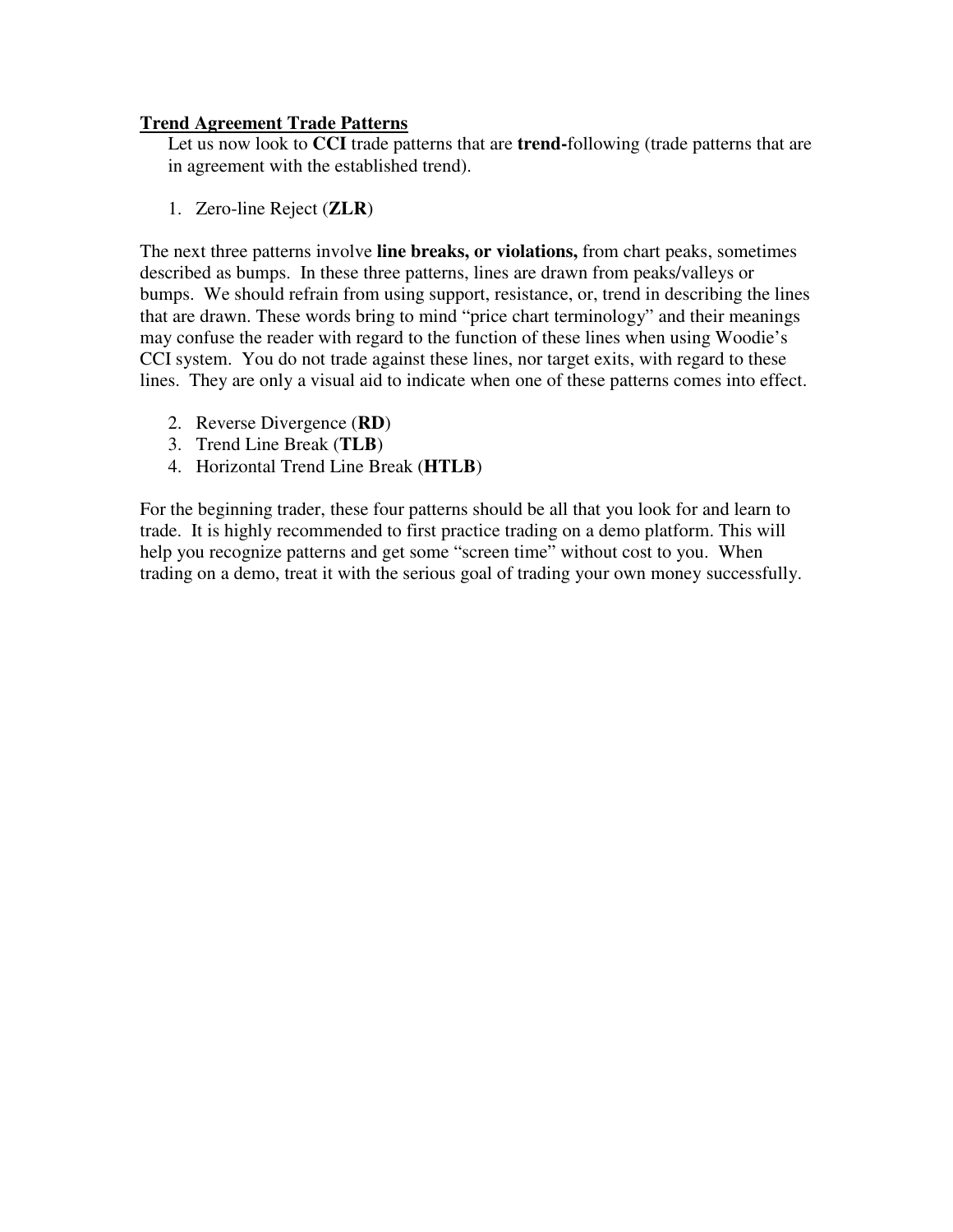## Trend Agreement Trade Patterns

Let us now look to **CCI** trade patterns that are **trend-**following (trade patterns that are in agreement with the established trend).

1. Zero-line Reject (**ZLR**)

The next three patterns involve **line breaks, or violations,** from chart peaks, sometimes described as bumps. In these three patterns, lines are drawn from peaks/valleys or bumps. We should refrain from using support, resistance, or, trend in describing the lines that are drawn. These words bring to mind "price chart terminology" and their meanings may confuse the reader with regard to the function of these lines when using Woodie's CCI system. You do not trade against these lines, nor target exits, with regard to these lines. They are only a visual aid to indicate when one of these patterns comes into effect.

2. Reverse Divergence (**RD**)
3. Trend Line Break (**TLB**)
4. Horizontal Trend Line Break (**HTLB**)

For the beginning trader, these four patterns should be all that you look for and learn to trade. It is highly recommended to first practice trading on a demo platform. This will help you recognize patterns and get some "screen time" without cost to you. When trading on a demo, treat it with the serious goal of trading your own money successfully.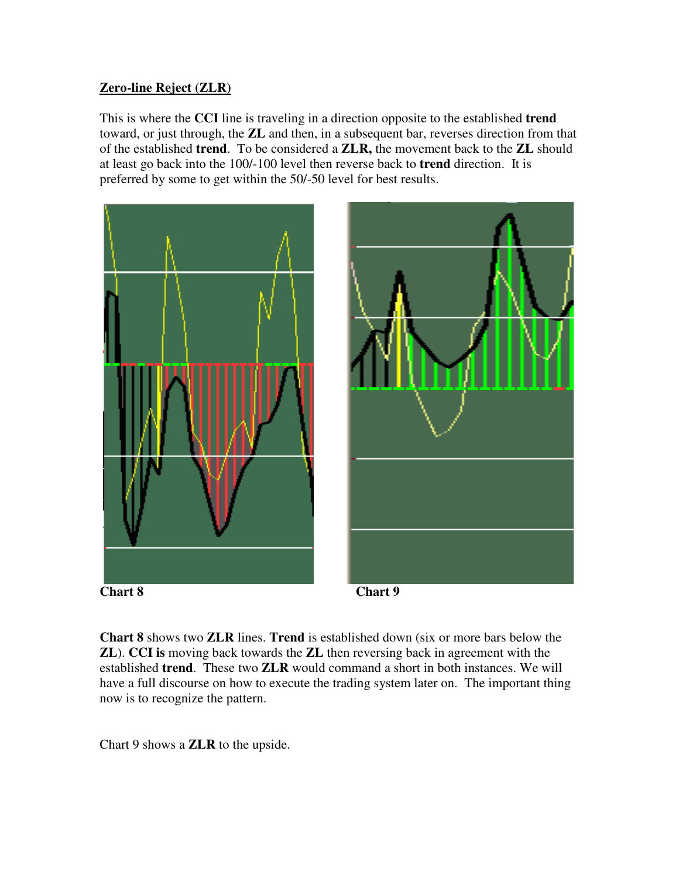**Zero-line Reject (ZLR)**

This is where the **CCI** line is traveling in a direction opposite to the established **trend** toward, or just through, the **ZL** and then, in a subsequent bar, reverses direction from that of the established **trend**. To be considered a **ZLR,** the movement back to the **ZL** should at least go back into the 100/-100 level then reverse back to **trend** direction. It is preferred by some to get within the 50/-50 level for best results.

**Chart 8**

**Chart 9**

**Chart 8** shows two **ZLR** lines. **Trend** is established down (six or more bars below the **ZL**). **CCI is** moving back towards the **ZL** then reversing back in agreement with the established **trend**. These two **ZLR** would command a short in both instances. We will have a full discourse on how to execute the trading system later on. The important thing now is to recognize the pattern.

Chart 9 shows a **ZLR** to the upside.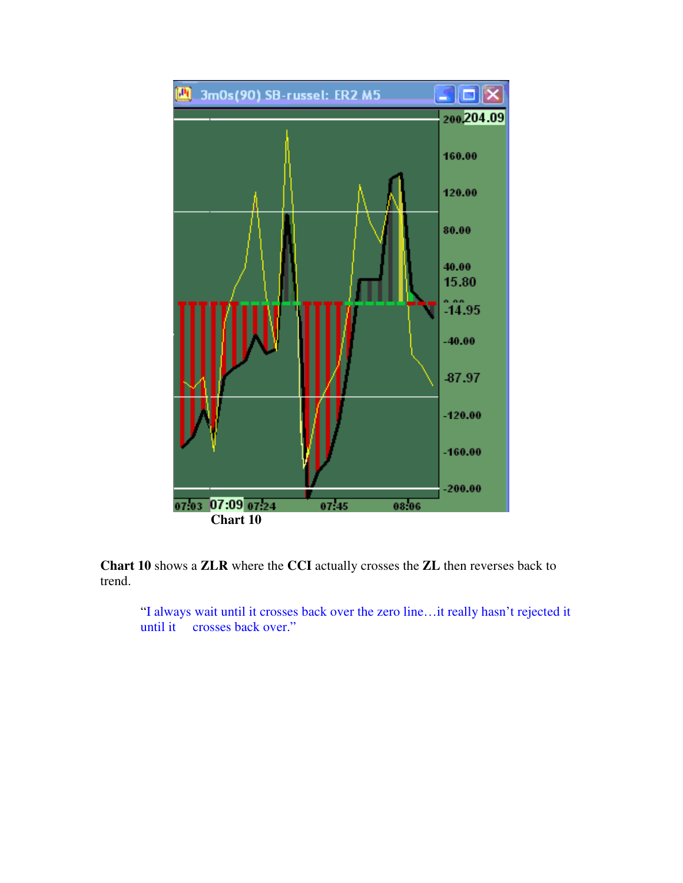Chart 10

**Chart 10** shows a **ZLR** where the **CCI** actually crosses the **ZL** then reverses back to trend.

> "I always wait until it crosses back over the zero line…it really hasn't rejected it until it crosses back over."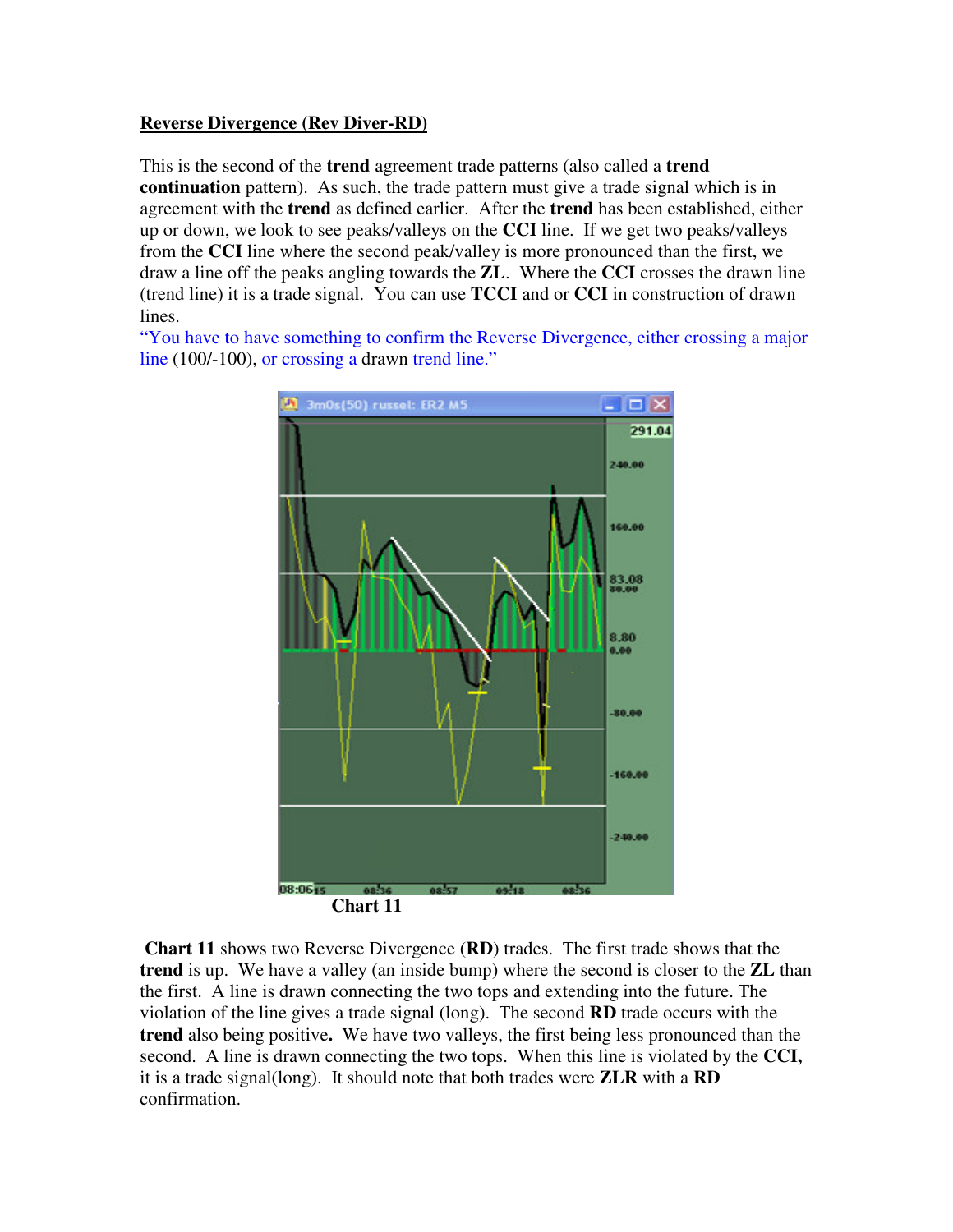**Reverse Divergence (Rev Diver-RD)**

This is the second of the **trend** agreement trade patterns (also called a **trend continuation** pattern). As such, the trade pattern must give a trade signal which is in agreement with the **trend** as defined earlier. After the **trend** has been established, either up or down, we look to see peaks/valleys on the **CCI** line. If we get two peaks/valleys from the **CCI** line where the second peak/valley is more pronounced than the first, we draw a line off the peaks angling towards the **ZL**. Where the **CCI** crosses the drawn line (trend line) it is a trade signal. You can use **TCCI** and or **CCI** in construction of drawn lines.

"You have to have something to confirm the Reverse Divergence, either crossing a major line (100/-100), or crossing a drawn trend line."

**Chart 11**

**Chart 11** shows two Reverse Divergence (**RD**) trades. The first trade shows that the **trend** is up. We have a valley (an inside bump) where the second is closer to the **ZL** than the first. A line is drawn connecting the two tops and extending into the future. The violation of the line gives a trade signal (long). The second **RD** trade occurs with the **trend** also being positive**.** We have two valleys, the first being less pronounced than the second. A line is drawn connecting the two tops. When this line is violated by the **CCI,** it is a trade signal(long). It should note that both trades were **ZLR** with a **RD** confirmation.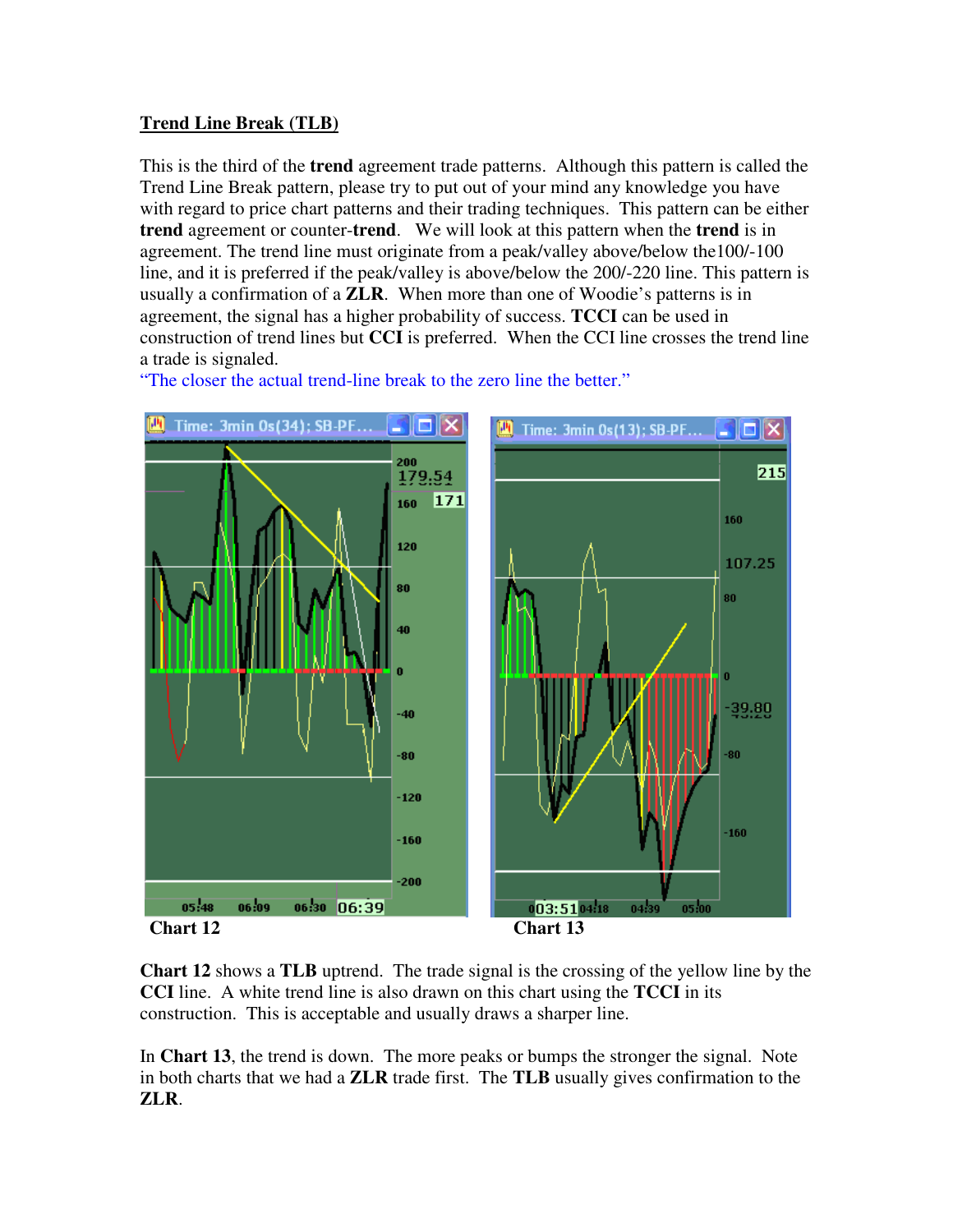## Trend Line Break (TLB)

This is the third of the **trend** agreement trade patterns. Although this pattern is called the Trend Line Break pattern, please try to put out of your mind any knowledge you have with regard to price chart patterns and their trading techniques. This pattern can be either **trend** agreement or counter-**trend**. We will look at this pattern when the **trend** is in agreement. The trend line must originate from a peak/valley above/below the100/-100 line, and it is preferred if the peak/valley is above/below the 200/-220 line. This pattern is usually a confirmation of a **ZLR**. When more than one of Woodie's patterns is in agreement, the signal has a higher probability of success. **TCCI** can be used in construction of trend lines but **CCI** is preferred. When the CCI line crosses the trend line a trade is signaled.

"The closer the actual trend-line break to the zero line the better."

**Chart 12**

**Chart 13**

**Chart 12** shows a **TLB** uptrend. The trade signal is the crossing of the yellow line by the **CCI** line. A white trend line is also drawn on this chart using the **TCCI** in its construction. This is acceptable and usually draws a sharper line.

In **Chart 13**, the trend is down. The more peaks or bumps the stronger the signal. Note in both charts that we had a **ZLR** trade first. The **TLB** usually gives confirmation to the **ZLR**.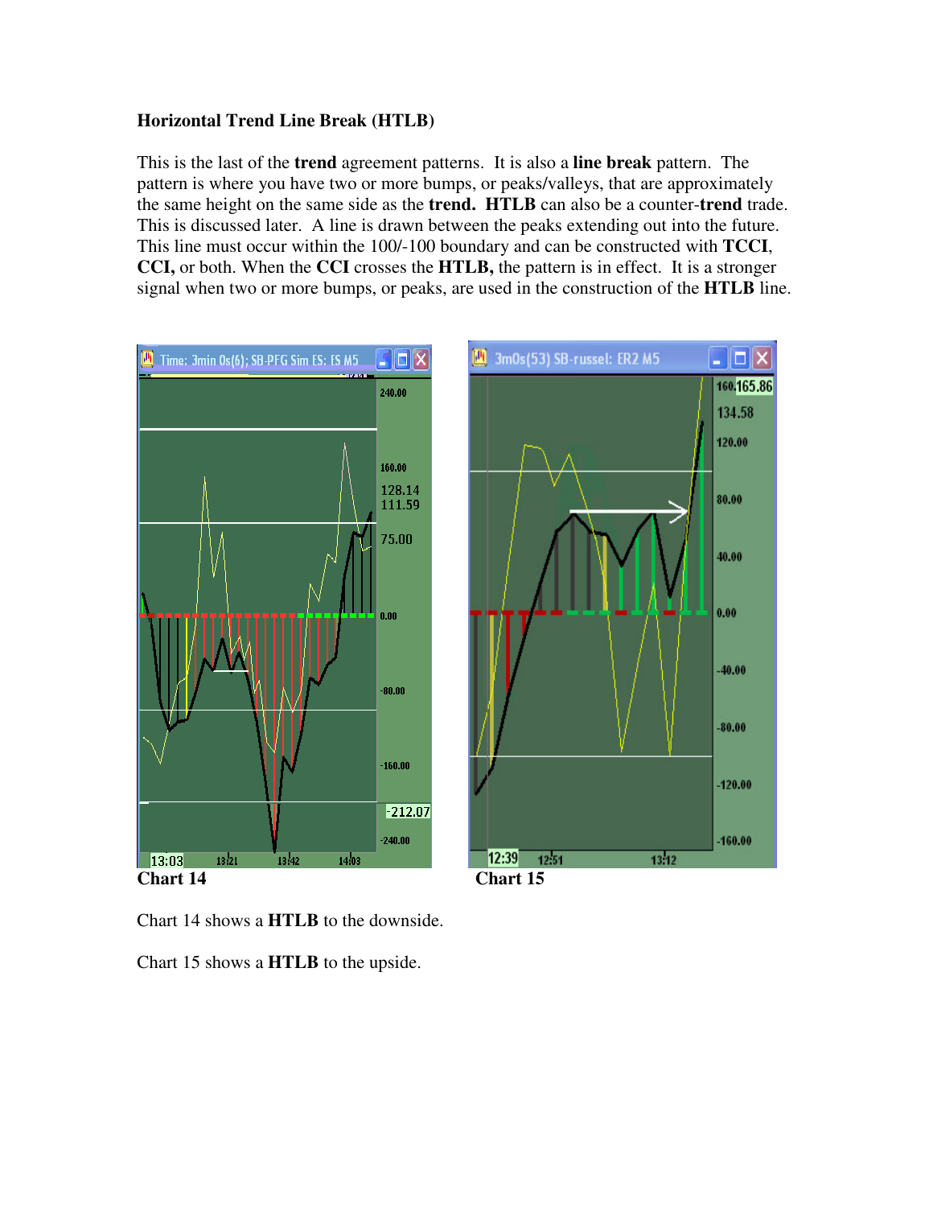**Horizontal Trend Line Break (HTLB)**

This is the last of the **trend** agreement patterns. It is also a **line break** pattern. The pattern is where you have two or more bumps, or peaks/valleys, that are approximately the same height on the same side as the **trend.** **HTLB** can also be a counter-**trend** trade. This is discussed later. A line is drawn between the peaks extending out into the future. This line must occur within the 100/-100 boundary and can be constructed with **TCCI**, **CCI,** or both. When the **CCI** crosses the **HTLB,** the pattern is in effect. It is a stronger signal when two or more bumps, or peaks, are used in the construction of the **HTLB** line.

**Chart 14**

**Chart 15**

Chart 14 shows a **HTLB** to the downside.

Chart 15 shows a **HTLB** to the upside.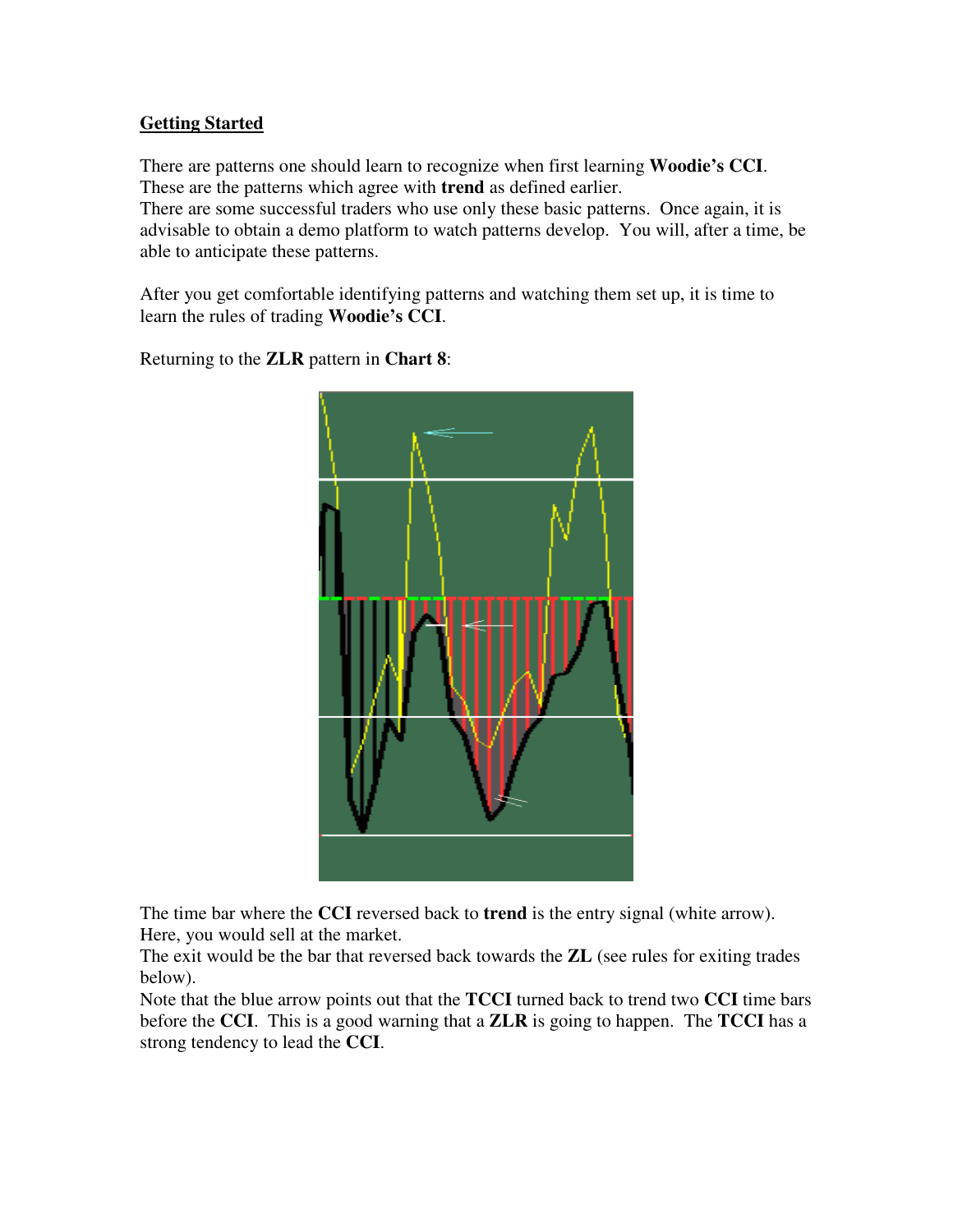## Getting Started

There are patterns one should learn to recognize when first learning **Woodie's CCI**. These are the patterns which agree with **trend** as defined earlier.
There are some successful traders who use only these basic patterns. Once again, it is advisable to obtain a demo platform to watch patterns develop. You will, after a time, be able to anticipate these patterns.

After you get comfortable identifying patterns and watching them set up, it is time to learn the rules of trading **Woodie's CCI**.

Returning to the **ZLR** pattern in **Chart 8**:

The time bar where the **CCI** reversed back to **trend** is the entry signal (white arrow). Here, you would sell at the market.
The exit would be the bar that reversed back towards the **ZL** (see rules for exiting trades below).
Note that the blue arrow points out that the **TCCI** turned back to trend two **CCI** time bars before the **CCI**. This is a good warning that a **ZLR** is going to happen. The **TCCI** has a strong tendency to lead the **CCI**.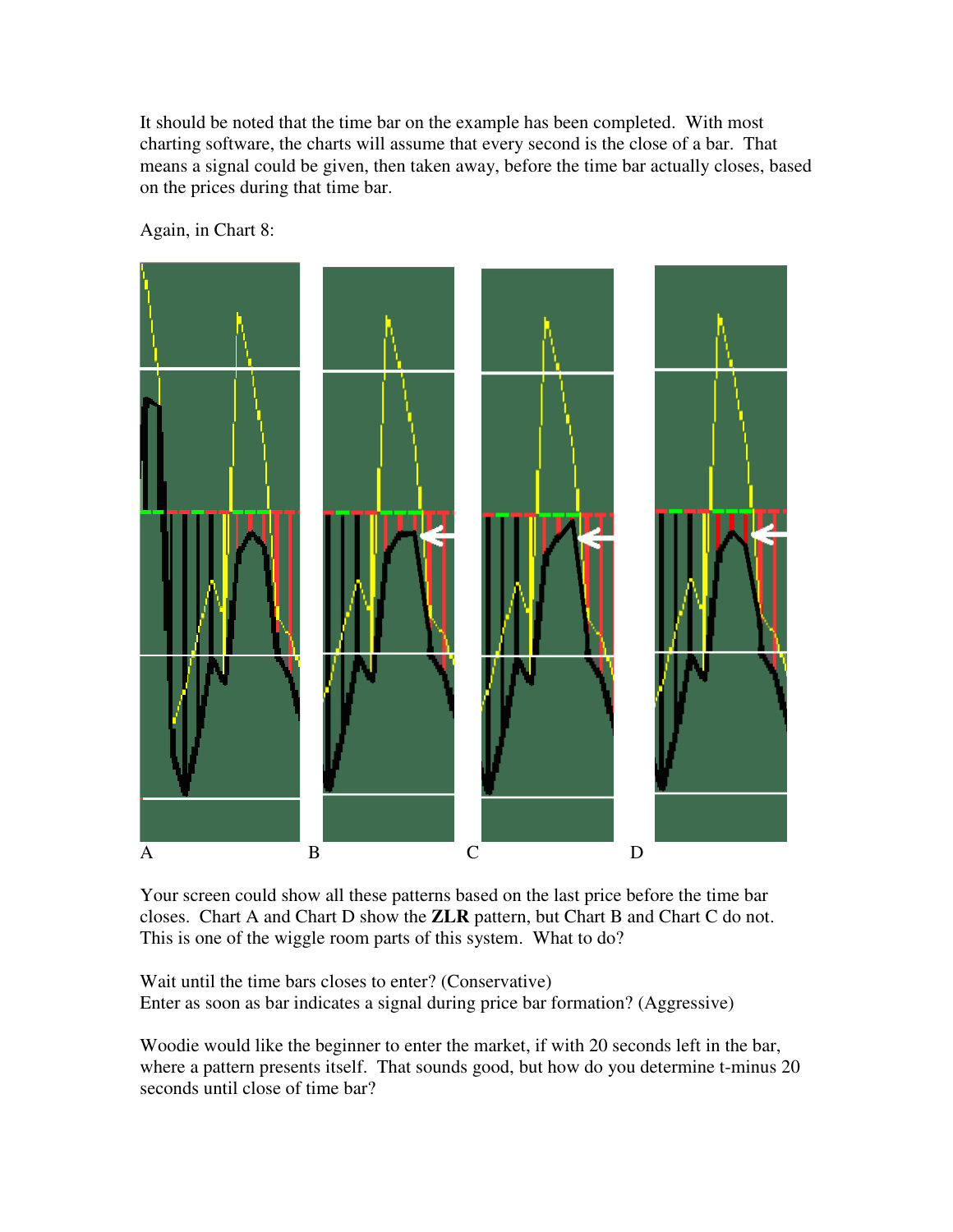It should be noted that the time bar on the example has been completed. With most charting software, the charts will assume that every second is the close of a bar. That means a signal could be given, then taken away, before the time bar actually closes, based on the prices during that time bar.

Again, in Chart 8:

A B C D

Your screen could show all these patterns based on the last price before the time bar closes. Chart A and Chart D show the **ZLR** pattern, but Chart B and Chart C do not. This is one of the wiggle room parts of this system. What to do?

Wait until the time bars closes to enter? (Conservative)
Enter as soon as bar indicates a signal during price bar formation? (Aggressive)

Woodie would like the beginner to enter the market, if with 20 seconds left in the bar, where a pattern presents itself. That sounds good, but how do you determine t-minus 20 seconds until close of time bar?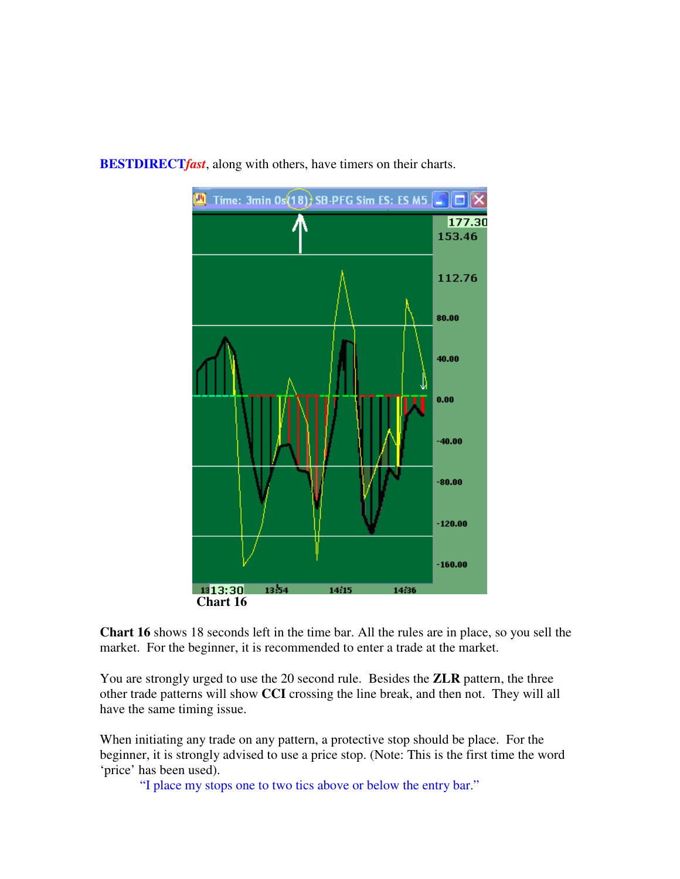**BESTDIRECT*fast***, along with others, have timers on their charts.

**Chart 16**

**Chart 16** shows 18 seconds left in the time bar. All the rules are in place, so you sell the market. For the beginner, it is recommended to enter a trade at the market.

You are strongly urged to use the 20 second rule. Besides the **ZLR** pattern, the three other trade patterns will show **CCI** crossing the line break, and then not. They will all have the same timing issue.

When initiating any trade on any pattern, a protective stop should be place. For the beginner, it is strongly advised to use a price stop. (Note: This is the first time the word 'price' has been used).

> "I place my stops one to two tics above or below the entry bar."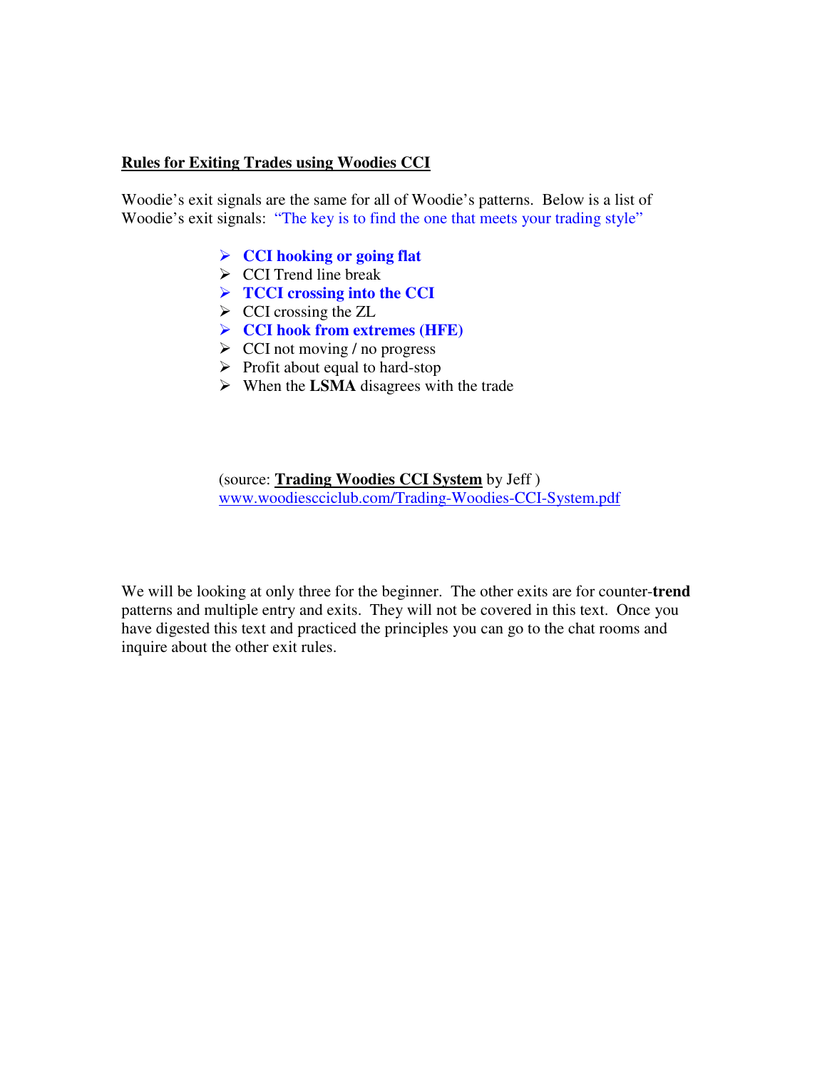**Rules for Exiting Trades using Woodies CCI**

Woodie's exit signals are the same for all of Woodie's patterns. Below is a list of Woodie's exit signals: "The key is to find the one that meets your trading style"

- **CCI hooking or going flat**
- CCI Trend line break
- **TCCI crossing into the CCI**
- CCI crossing the ZL
- **CCI hook from extremes (HFE)**
- CCI not moving / no progress
- Profit about equal to hard-stop
- When the **LSMA** disagrees with the trade

(source: **Trading Woodies CCI System** by Jeff )
www.woodiescciclub.com/Trading-Woodies-CCI-System.pdf

We will be looking at only three for the beginner. The other exits are for counter-**trend** patterns and multiple entry and exits. They will not be covered in this text. Once you have digested this text and practiced the principles you can go to the chat rooms and inquire about the other exit rules.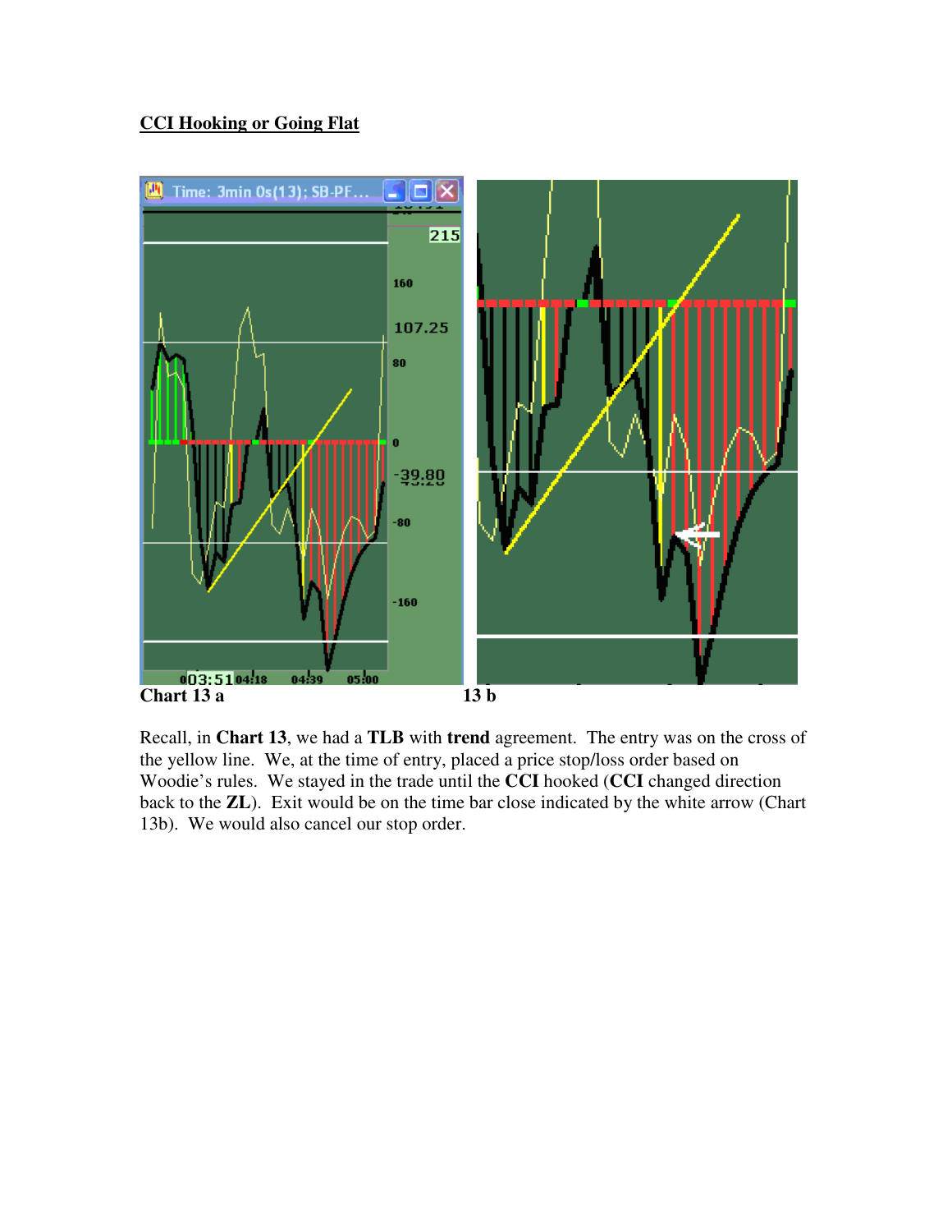**CCI Hooking or Going Flat**

**Chart 13 a** **13 b**

Recall, in **Chart 13**, we had a **TLB** with **trend** agreement. The entry was on the cross of the yellow line. We, at the time of entry, placed a price stop/loss order based on Woodie's rules. We stayed in the trade until the **CCI** hooked (**CCI** changed direction back to the **ZL**). Exit would be on the time bar close indicated by the white arrow (Chart 13b). We would also cancel our stop order.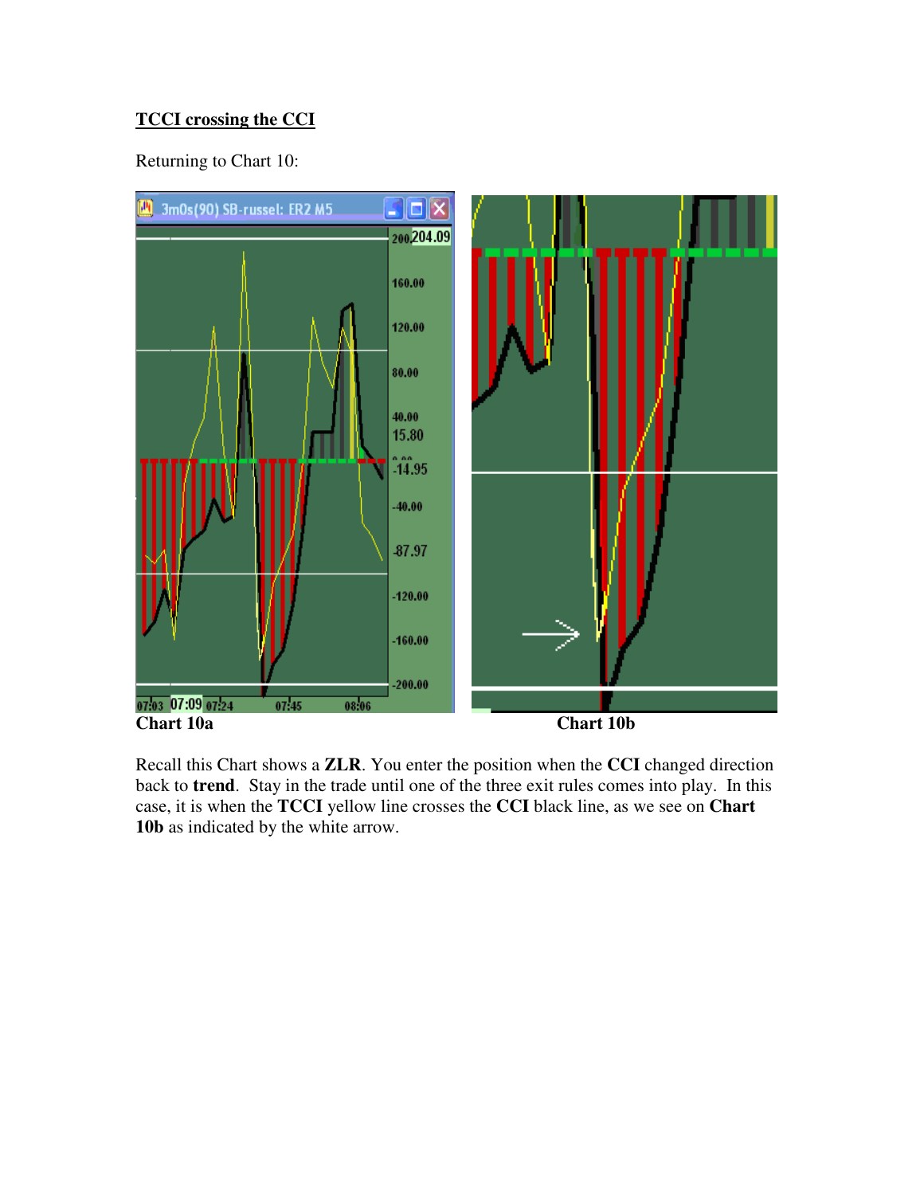**TCCI crossing the CCI**

Returning to Chart 10:

**Chart 10a** **Chart 10b**

Recall this Chart shows a **ZLR**. You enter the position when the **CCI** changed direction back to **trend**. Stay in the trade until one of the three exit rules comes into play. In this case, it is when the **TCCI** yellow line crosses the **CCI** black line, as we see on **Chart 10b** as indicated by the white arrow.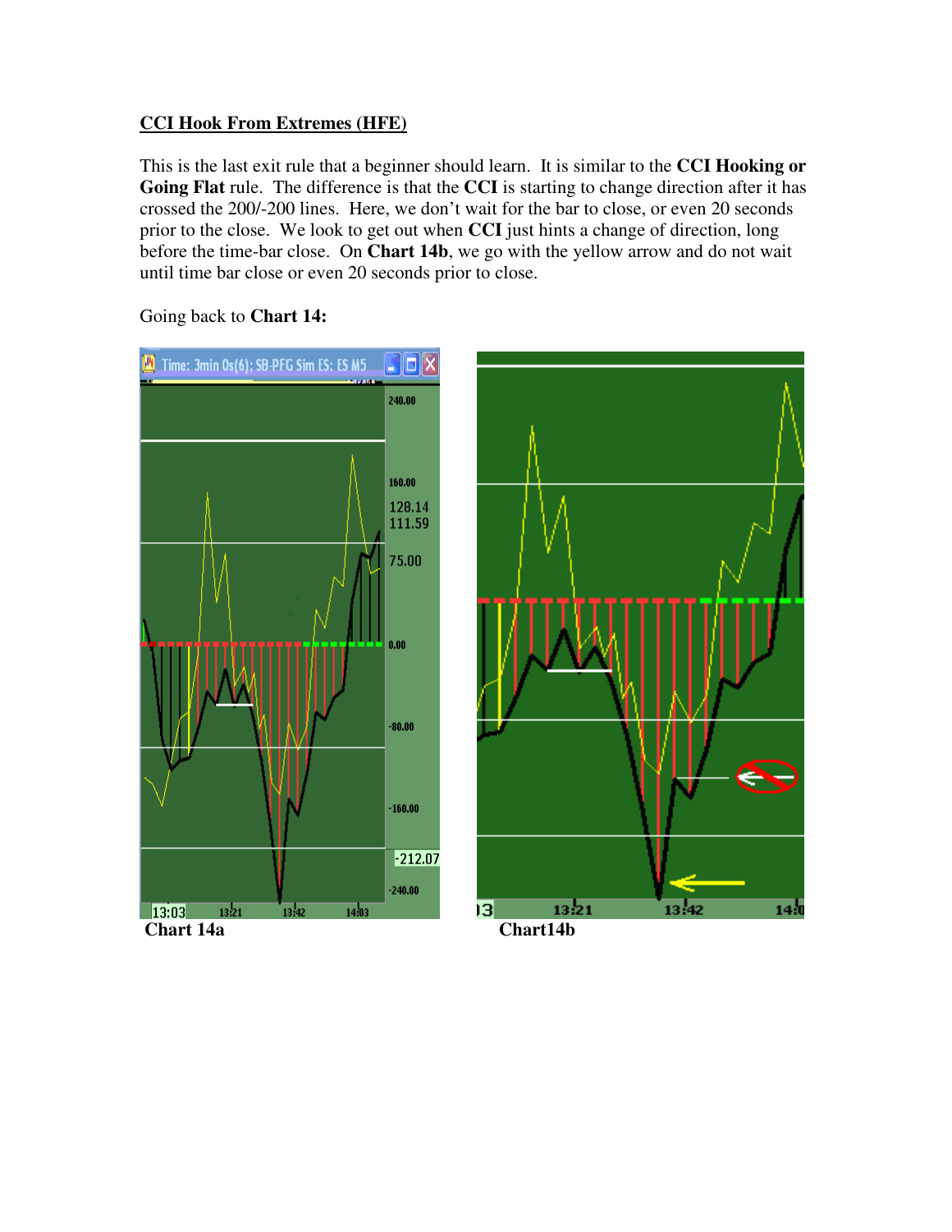## CCI Hook From Extremes (HFE)

This is the last exit rule that a beginner should learn. It is similar to the **CCI Hooking or Going Flat** rule. The difference is that the **CCI** is starting to change direction after it has crossed the 200/-200 lines. Here, we don't wait for the bar to close, or even 20 seconds prior to the close. We look to get out when **CCI** just hints a change of direction, long before the time-bar close. On **Chart 14b**, we go with the yellow arrow and do not wait until time bar close or even 20 seconds prior to close.

Going back to **Chart 14:**

**Chart 14a**

**Chart14b**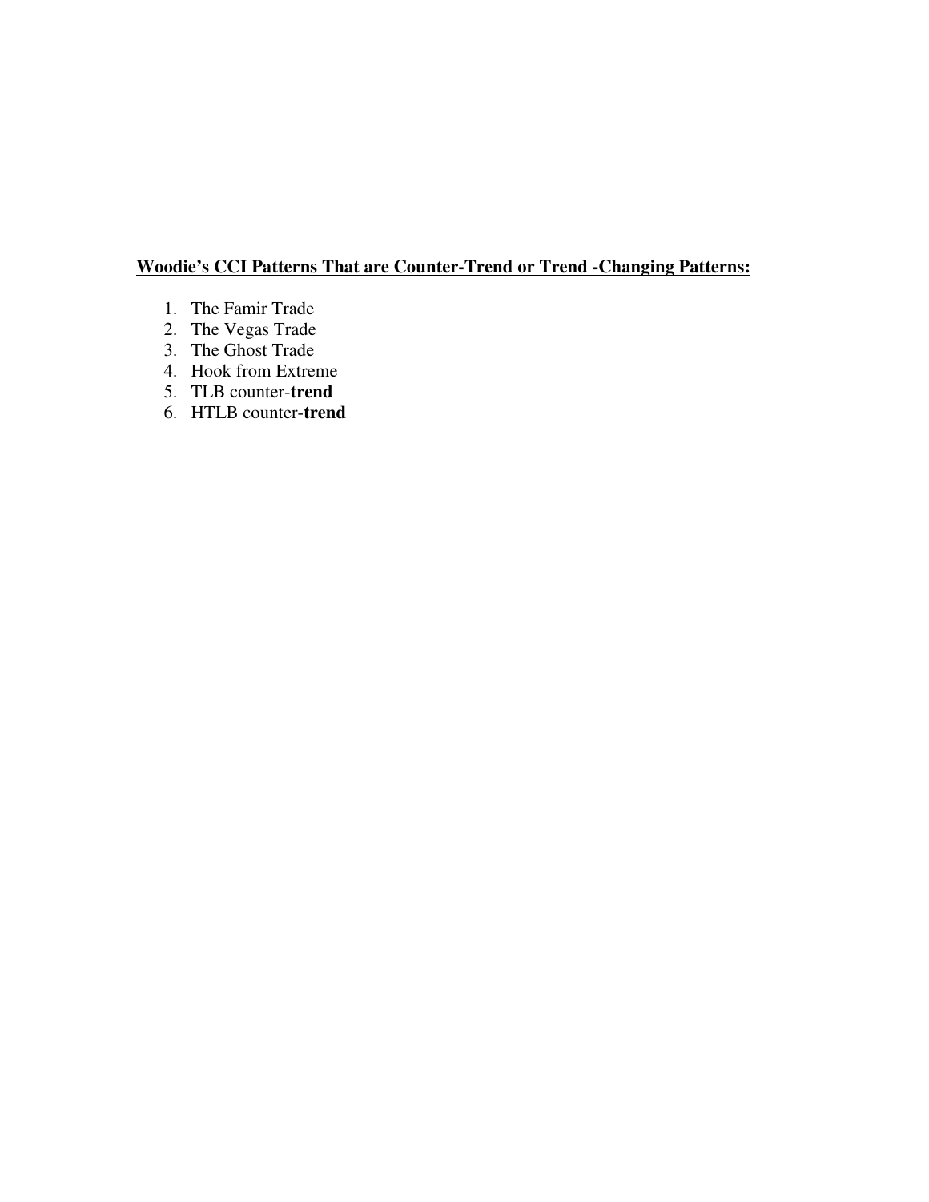**<u>Woodie's CCI Patterns That are Counter-Trend or Trend -Changing Patterns:</u>**

1. The Famir Trade
2. The Vegas Trade
3. The Ghost Trade
4. Hook from Extreme
5. TLB counter-**trend**
6. HTLB counter-**trend**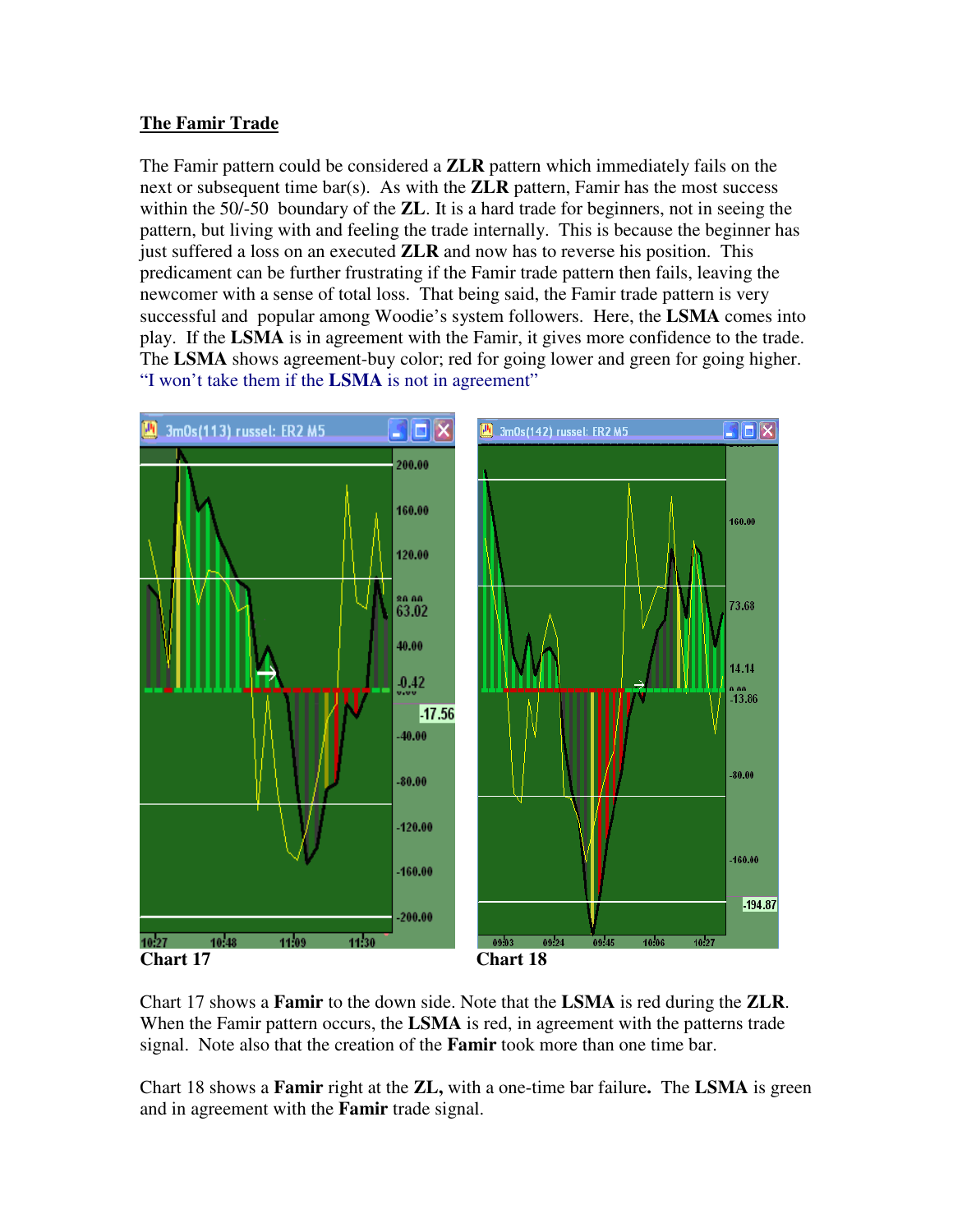## The Famir Trade

The Famir pattern could be considered a **ZLR** pattern which immediately fails on the next or subsequent time bar(s). As with the **ZLR** pattern, Famir has the most success within the 50/-50 boundary of the **ZL**. It is a hard trade for beginners, not in seeing the pattern, but living with and feeling the trade internally. This is because the beginner has just suffered a loss on an executed **ZLR** and now has to reverse his position. This predicament can be further frustrating if the Famir trade pattern then fails, leaving the newcomer with a sense of total loss. That being said, the Famir trade pattern is very successful and popular among Woodie's system followers. Here, the **LSMA** comes into play. If the **LSMA** is in agreement with the Famir, it gives more confidence to the trade. The **LSMA** shows agreement-buy color; red for going lower and green for going higher. "I won't take them if the **LSMA** is not in agreement"

**Chart 17** **Chart 18**

Chart 17 shows a **Famir** to the down side. Note that the **LSMA** is red during the **ZLR**. When the Famir pattern occurs, the **LSMA** is red, in agreement with the patterns trade signal. Note also that the creation of the **Famir** took more than one time bar.

Chart 18 shows a **Famir** right at the **ZL,** with a one-time bar failure**.** The **LSMA** is green and in agreement with the **Famir** trade signal.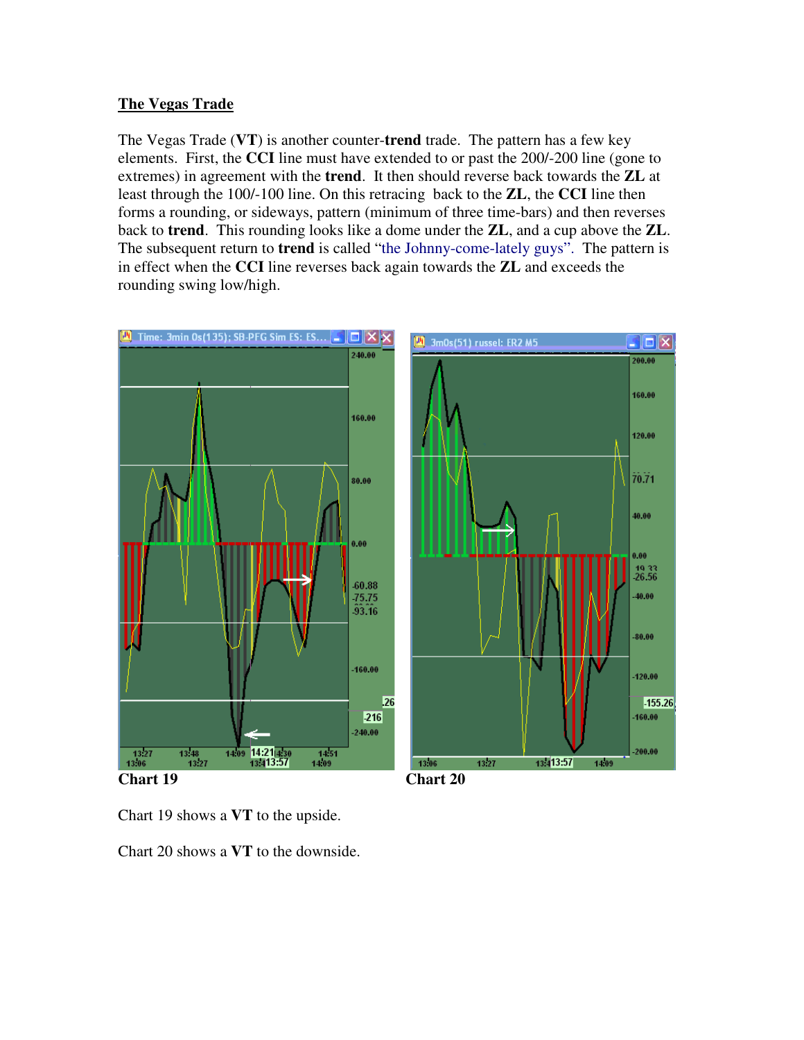## The Vegas Trade

The Vegas Trade (**VT**) is another counter-**trend** trade. The pattern has a few key elements. First, the **CCI** line must have extended to or past the 200/-200 line (gone to extremes) in agreement with the **trend**. It then should reverse back towards the **ZL** at least through the 100/-100 line. On this retracing back to the **ZL**, the **CCI** line then forms a rounding, or sideways, pattern (minimum of three time-bars) and then reverses back to **trend**. This rounding looks like a dome under the **ZL**, and a cup above the **ZL**. The subsequent return to **trend** is called "the Johnny-come-lately guys". The pattern is in effect when the **CCI** line reverses back again towards the **ZL** and exceeds the rounding swing low/high.

**Chart 19**

**Chart 20**

Chart 19 shows a **VT** to the upside.

Chart 20 shows a **VT** to the downside.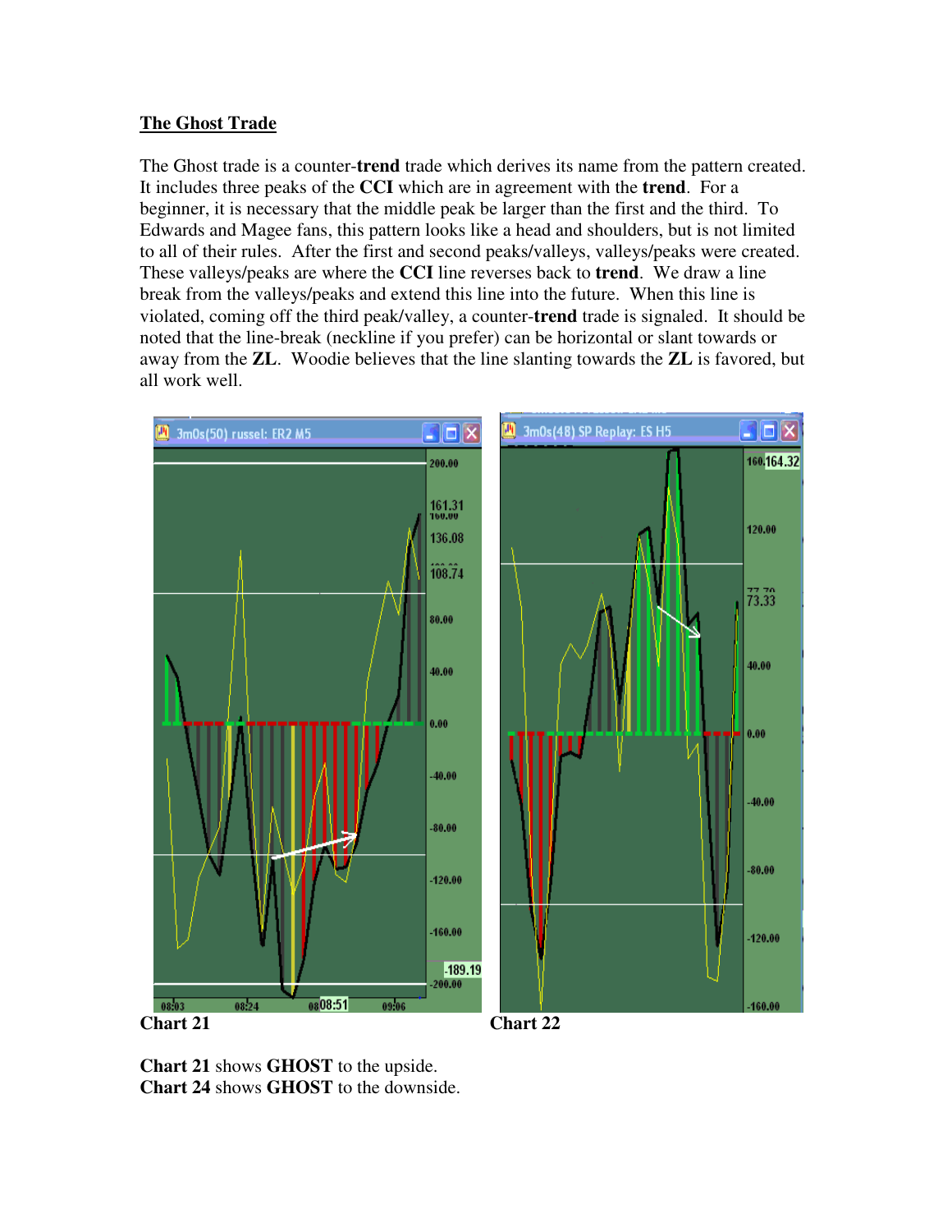## The Ghost Trade

The Ghost trade is a counter-**trend** trade which derives its name from the pattern created. It includes three peaks of the **CCI** which are in agreement with the **trend**. For a beginner, it is necessary that the middle peak be larger than the first and the third. To Edwards and Magee fans, this pattern looks like a head and shoulders, but is not limited to all of their rules. After the first and second peaks/valleys, valleys/peaks were created. These valleys/peaks are where the **CCI** line reverses back to **trend**. We draw a line break from the valleys/peaks and extend this line into the future. When this line is violated, coming off the third peak/valley, a counter-**trend** trade is signaled. It should be noted that the line-break (neckline if you prefer) can be horizontal or slant towards or away from the **ZL**. Woodie believes that the line slanting towards the **ZL** is favored, but all work well.

**Chart 21**

**Chart 22**

**Chart 21** shows **GHOST** to the upside.
**Chart 24** shows **GHOST** to the downside.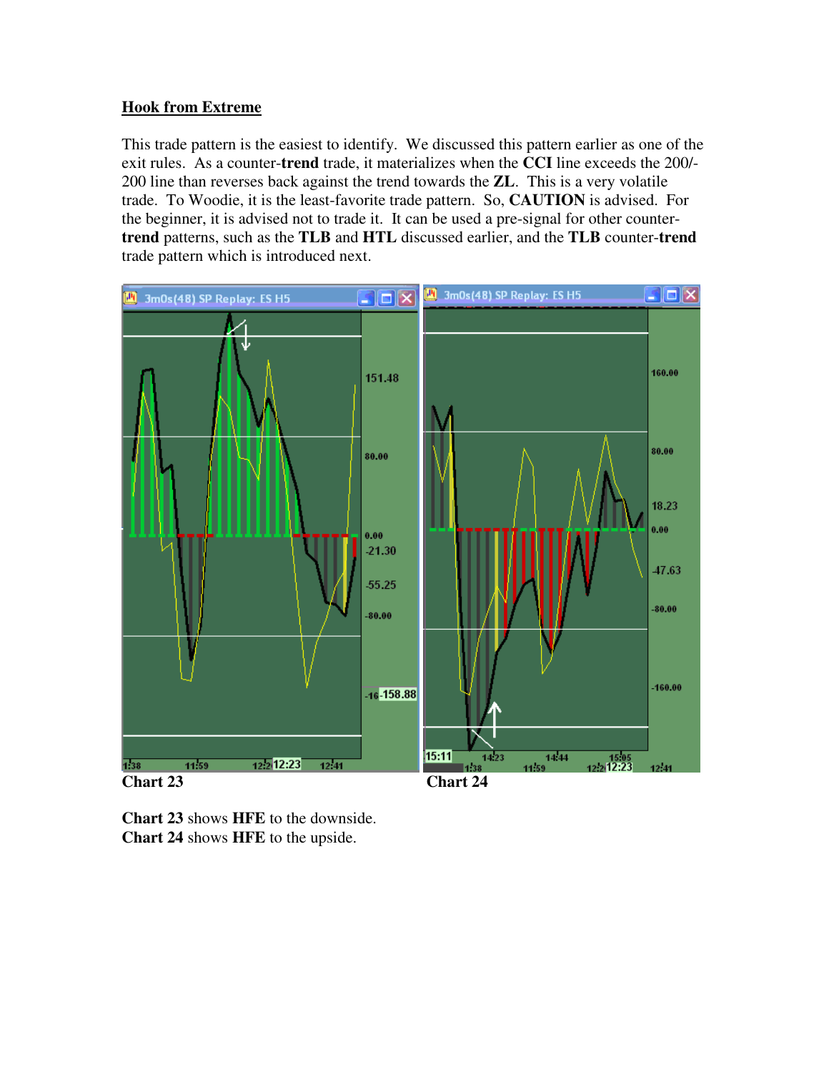## Hook from Extreme

This trade pattern is the easiest to identify. We discussed this pattern earlier as one of the exit rules. As a counter-**trend** trade, it materializes when the **CCI** line exceeds the 200/-200 line than reverses back against the trend towards the **ZL**. This is a very volatile trade. To Woodie, it is the least-favorite trade pattern. So, **CAUTION** is advised. For the beginner, it is advised not to trade it. It can be used a pre-signal for other counter-**trend** patterns, such as the **TLB** and **HTL** discussed earlier, and the **TLB** counter-**trend** trade pattern which is introduced next.

**Chart 23**

**Chart 24**

**Chart 23** shows **HFE** to the downside.
**Chart 24** shows **HFE** to the upside.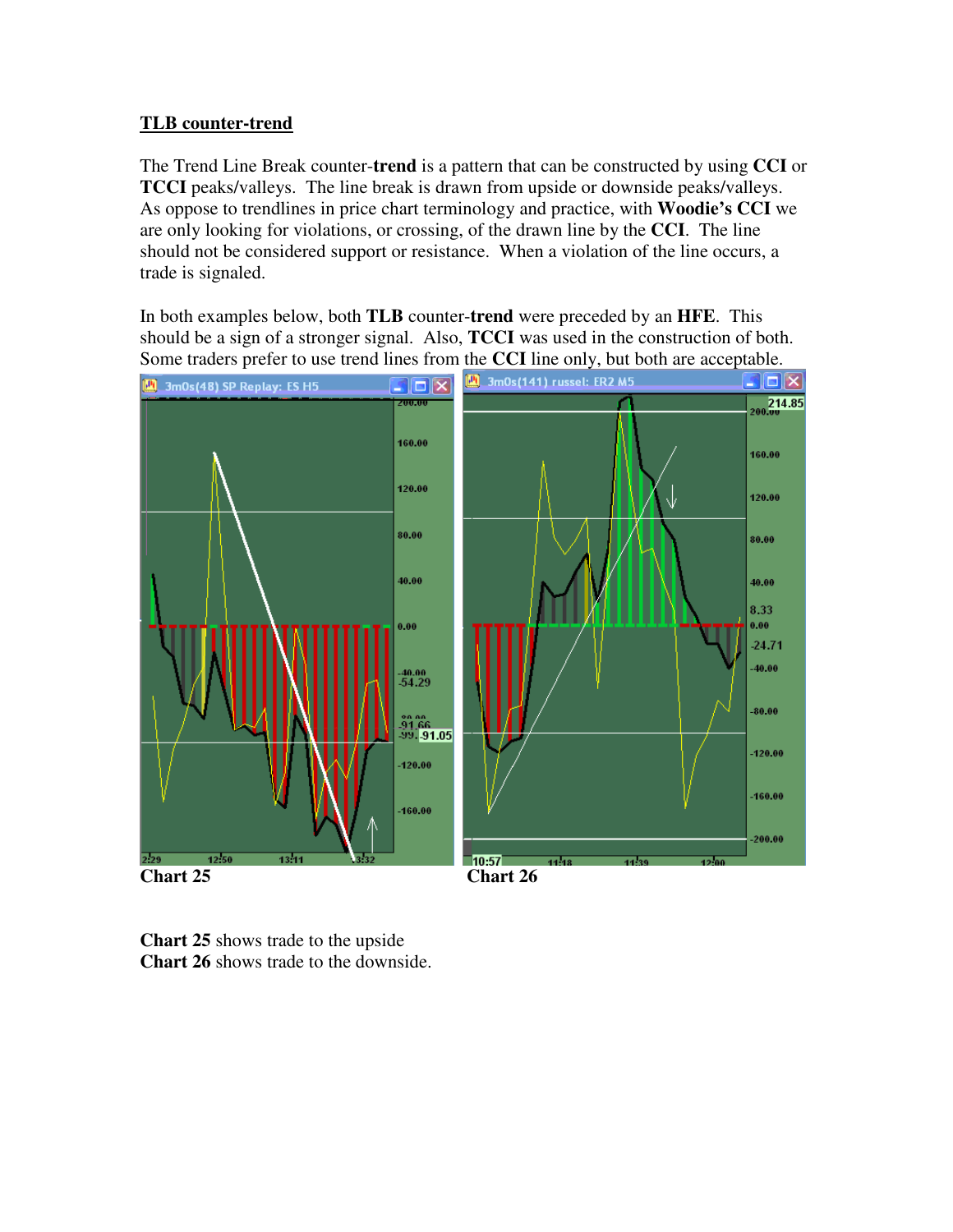**TLB counter-trend**

The Trend Line Break counter-**trend** is a pattern that can be constructed by using **CCI** or **TCCI** peaks/valleys. The line break is drawn from upside or downside peaks/valleys. As oppose to trendlines in price chart terminology and practice, with **Woodie's CCI** we are only looking for violations, or crossing, of the drawn line by the **CCI**. The line should not be considered support or resistance. When a violation of the line occurs, a trade is signaled.

In both examples below, both **TLB** counter-**trend** were preceded by an **HFE**. This should be a sign of a stronger signal. Also, **TCCI** was used in the construction of both. Some traders prefer to use trend lines from the **CCI** line only, but both are acceptable.

**Chart 25**

**Chart 26**

**Chart 25** shows trade to the upside
**Chart 26** shows trade to the downside.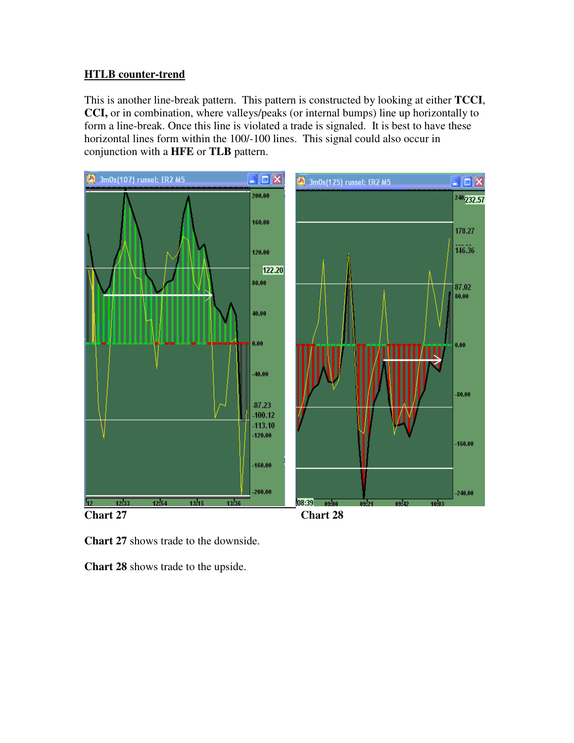## **HTLB counter-trend**

This is another line-break pattern. This pattern is constructed by looking at either **TCCI**, **CCI,** or in combination, where valleys/peaks (or internal bumps) line up horizontally to form a line-break. Once this line is violated a trade is signaled. It is best to have these horizontal lines form within the 100/-100 lines. This signal could also occur in conjunction with a **HFE** or **TLB** pattern.

**Chart 27**

**Chart 28**

**Chart 27** shows trade to the downside.

**Chart 28** shows trade to the upside.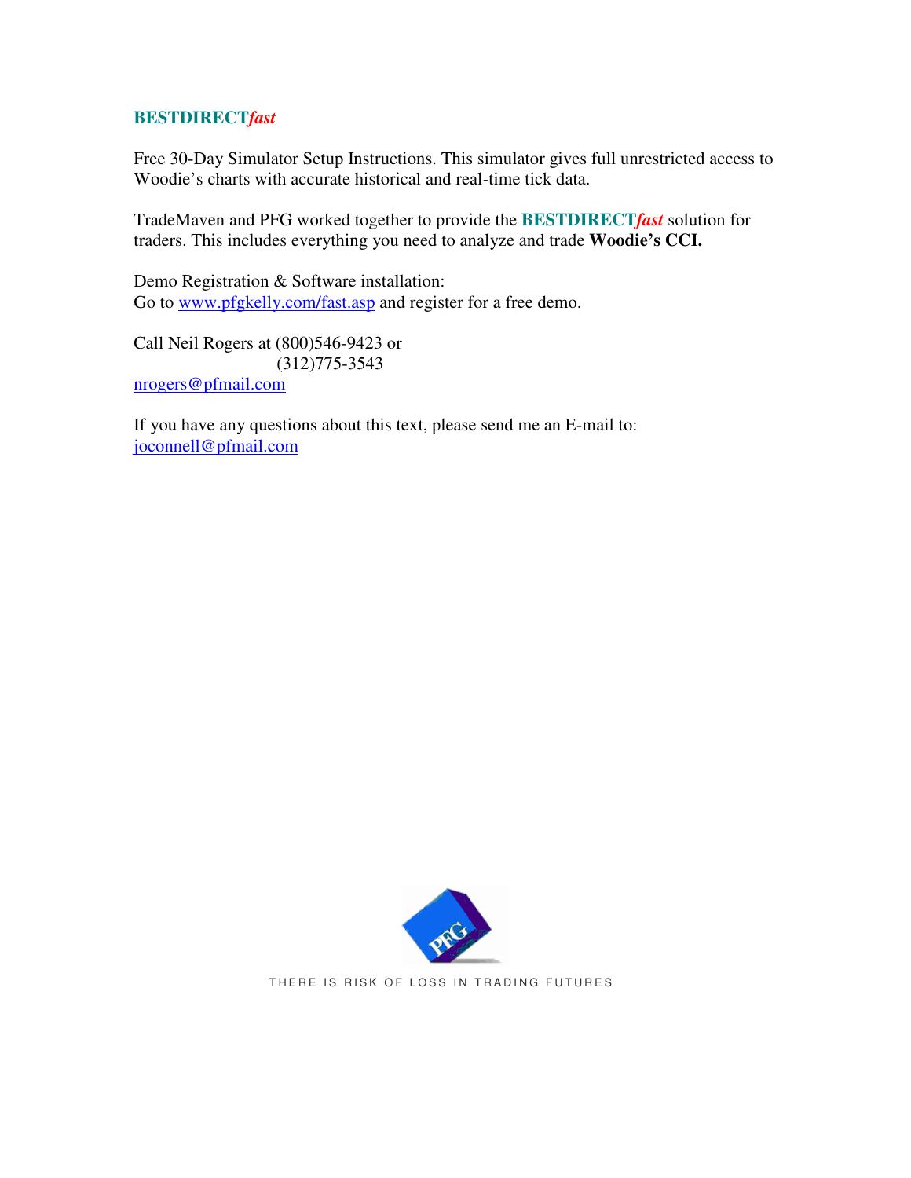**BESTDIRECT*fast***

Free 30-Day Simulator Setup Instructions. This simulator gives full unrestricted access to Woodie's charts with accurate historical and real-time tick data.

TradeMaven and PFG worked together to provide the **BESTDIRECT*fast*** solution for traders. This includes everything you need to analyze and trade **Woodie's CCI.**

Demo Registration & Software installation:
Go to www.pfgkelly.com/fast.asp and register for a free demo.

Call Neil Rogers at (800)546-9423 or
(312)775-3543
nrogers@pfmail.com

If you have any questions about this text, please send me an E-mail to:
joconnell@pfmail.com

THERE IS RISK OF LOSS IN TRADING FUTURES